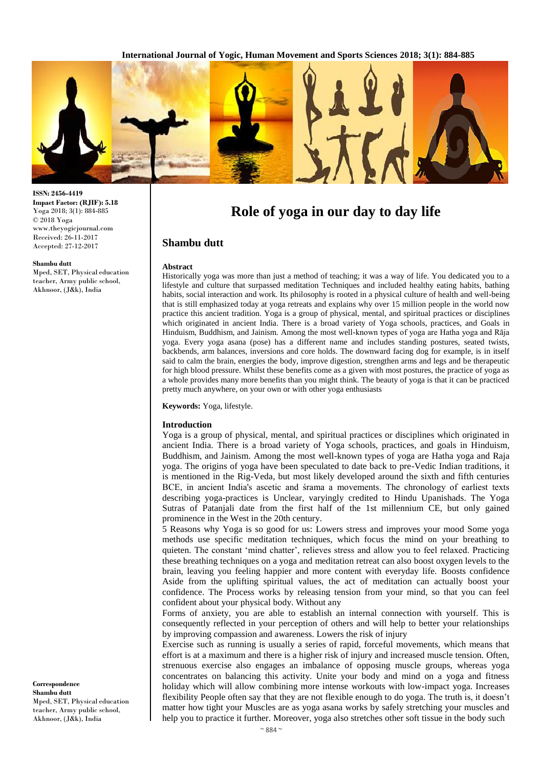ISSN: 2456-4419
Impact Factor: (RJIF): 5.18
Yoga 2018; 3(1): 884-885
© 2018 Yoga
www.theyogicjournal.com
Received: 26-11-2017
Accepted: 27-12-2017

**Shambu dutt**
Mped, SET, Physical education teacher, Army public school, Akhnoor, (J&k), India

**Correspondence**
**Shambu dutt**
Mped, SET, Physical education teacher, Army public school, Akhnoor, (J&k), India

# Role of yoga in our day to day life

## Shambu dutt

### Abstract

Historically yoga was more than just a method of teaching; it was a way of life. You dedicated you to a lifestyle and culture that surpassed meditation Techniques and included healthy eating habits, bathing habits, social interaction and work. Its philosophy is rooted in a physical culture of health and well-being that is still emphasized today at yoga retreats and explains why over 15 million people in the world now practice this ancient tradition. Yoga is a group of physical, mental, and spiritual practices or disciplines which originated in ancient India. There is a broad variety of Yoga schools, practices, and Goals in Hinduism, Buddhism, and Jainism. Among the most well-known types of yoga are Hatha yoga and Rāja yoga. Every yoga asana (pose) has a different name and includes standing postures, seated twists, backbends, arm balances, inversions and core holds. The downward facing dog for example, is in itself said to calm the brain, energies the body, improve digestion, strengthen arms and legs and be therapeutic for high blood pressure. Whilst these benefits come as a given with most postures, the practice of yoga as a whole provides many more benefits than you might think. The beauty of yoga is that it can be practiced pretty much anywhere, on your own or with other yoga enthusiasts

**Keywords:** Yoga, lifestyle.

### Introduction

Yoga is a group of physical, mental, and spiritual practices or disciplines which originated in ancient India. There is a broad variety of Yoga schools, practices, and goals in Hinduism, Buddhism, and Jainism. Among the most well-known types of yoga are Hatha yoga and Raja yoga. The origins of yoga have been speculated to date back to pre-Vedic Indian traditions, it is mentioned in the Rig-Veda, but most likely developed around the sixth and fifth centuries BCE, in ancient India's ascetic and śrama a movements. The chronology of earliest texts describing yoga-practices is Unclear, varyingly credited to Hindu Upanishads. The Yoga Sutras of Patanjali date from the first half of the 1st millennium CE, but only gained prominence in the West in the 20th century.

5 Reasons why Yoga is so good for us: Lowers stress and improves your mood Some yoga methods use specific meditation techniques, which focus the mind on your breathing to quieten. The constant 'mind chatter', relieves stress and allow you to feel relaxed. Practicing these breathing techniques on a yoga and meditation retreat can also boost oxygen levels to the brain, leaving you feeling happier and more content with everyday life. Boosts confidence Aside from the uplifting spiritual values, the act of meditation can actually boost your confidence. The Process works by releasing tension from your mind, so that you can feel confident about your physical body. Without any

Forms of anxiety, you are able to establish an internal connection with yourself. This is consequently reflected in your perception of others and will help to better your relationships by improving compassion and awareness. Lowers the risk of injury

Exercise such as running is usually a series of rapid, forceful movements, which means that effort is at a maximum and there is a higher risk of injury and increased muscle tension. Often, strenuous exercise also engages an imbalance of opposing muscle groups, whereas yoga concentrates on balancing this activity. Unite your body and mind on a yoga and fitness holiday which will allow combining more intense workouts with low-impact yoga. Increases flexibility People often say that they are not flexible enough to do yoga. The truth is, it doesn't matter how tight your Muscles are as yoga asana works by safely stretching your muscles and help you to practice it further. Moreover, yoga also stretches other soft tissue in the body such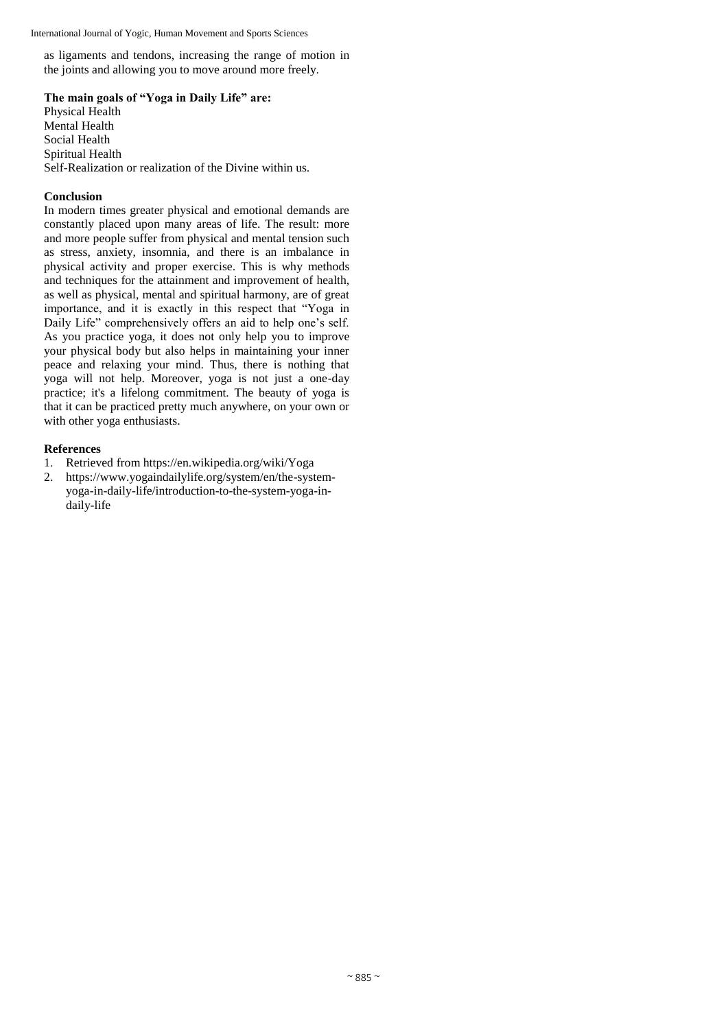as ligaments and tendons, increasing the range of motion in the joints and allowing you to move around more freely.

**The main goals of "Yoga in Daily Life" are:**

Physical Health
Mental Health
Social Health
Spiritual Health
Self-Realization or realization of the Divine within us.

## Conclusion

In modern times greater physical and emotional demands are constantly placed upon many areas of life. The result: more and more people suffer from physical and mental tension such as stress, anxiety, insomnia, and there is an imbalance in physical activity and proper exercise. This is why methods and techniques for the attainment and improvement of health, as well as physical, mental and spiritual harmony, are of great importance, and it is exactly in this respect that "Yoga in Daily Life" comprehensively offers an aid to help one's self. As you practice yoga, it does not only help you to improve your physical body but also helps in maintaining your inner peace and relaxing your mind. Thus, there is nothing that yoga will not help. Moreover, yoga is not just a one-day practice; it's a lifelong commitment. The beauty of yoga is that it can be practiced pretty much anywhere, on your own or with other yoga enthusiasts.

## References

1. Retrieved from https://en.wikipedia.org/wiki/Yoga
2. https://www.yogaindailylife.org/system/en/the-system-yoga-in-daily-life/introduction-to-the-system-yoga-in-daily-life